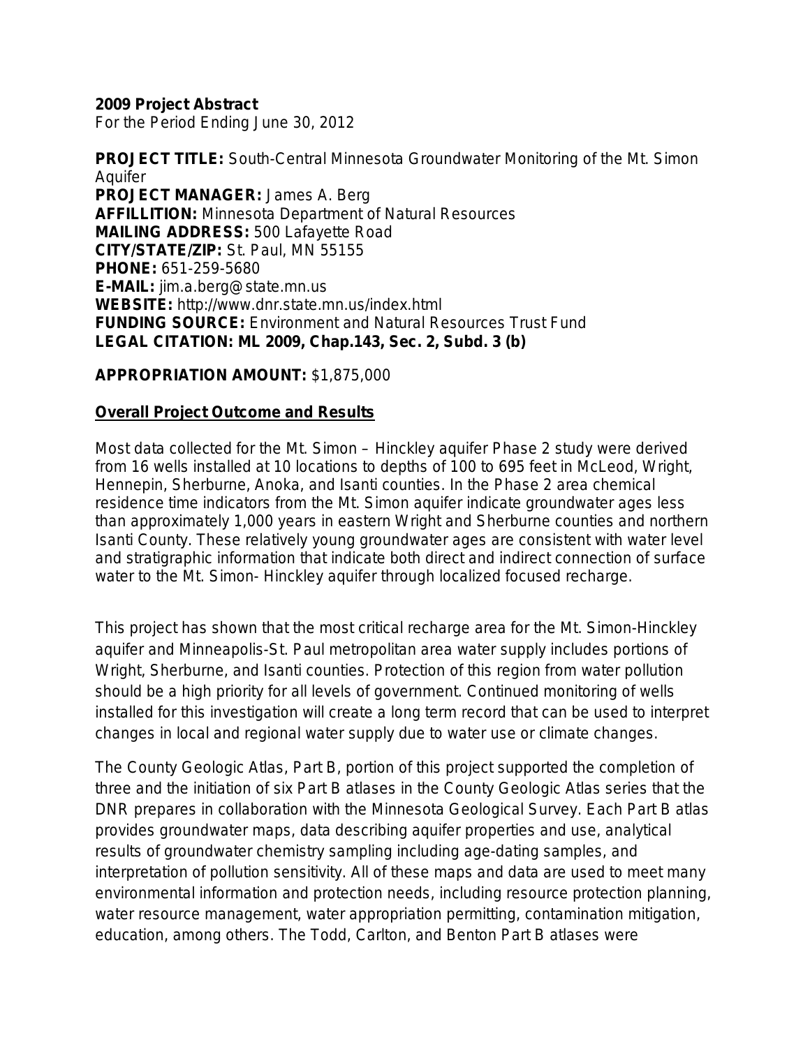**2009 Project Abstract**
For the Period Ending June 30, 2012

**PROJECT TITLE:** South-Central Minnesota Groundwater Monitoring of the Mt. Simon Aquifer
**PROJECT MANAGER:** James A. Berg
**AFFILLITION:** Minnesota Department of Natural Resources
**MAILING ADDRESS:** 500 Lafayette Road
**CITY/STATE/ZIP:** St. Paul, MN 55155
**PHONE:** 651-259-5680
**E-MAIL:** jim.a.berg@state.mn.us
**WEBSITE:** http://www.dnr.state.mn.us/index.html
**FUNDING SOURCE:** Environment and Natural Resources Trust Fund
**LEGAL CITATION: ML 2009, Chap.143, Sec. 2, Subd. 3 (b)**

**APPROPRIATION AMOUNT:** $1,875,000

## Overall Project Outcome and Results

Most data collected for the Mt. Simon – Hinckley aquifer Phase 2 study were derived from 16 wells installed at 10 locations to depths of 100 to 695 feet in McLeod, Wright, Hennepin, Sherburne, Anoka, and Isanti counties. In the Phase 2 area chemical residence time indicators from the Mt. Simon aquifer indicate groundwater ages less than approximately 1,000 years in eastern Wright and Sherburne counties and northern Isanti County. These relatively young groundwater ages are consistent with water level and stratigraphic information that indicate both direct and indirect connection of surface water to the Mt. Simon- Hinckley aquifer through localized focused recharge.

This project has shown that the most critical recharge area for the Mt. Simon-Hinckley aquifer and Minneapolis-St. Paul metropolitan area water supply includes portions of Wright, Sherburne, and Isanti counties. Protection of this region from water pollution should be a high priority for all levels of government. Continued monitoring of wells installed for this investigation will create a long term record that can be used to interpret changes in local and regional water supply due to water use or climate changes.

The County Geologic Atlas, Part B, portion of this project supported the completion of three and the initiation of six Part B atlases in the County Geologic Atlas series that the DNR prepares in collaboration with the Minnesota Geological Survey. Each Part B atlas provides groundwater maps, data describing aquifer properties and use, analytical results of groundwater chemistry sampling including age-dating samples, and interpretation of pollution sensitivity. All of these maps and data are used to meet many environmental information and protection needs, including resource protection planning, water resource management, water appropriation permitting, contamination mitigation, education, among others. The Todd, Carlton, and Benton Part B atlases were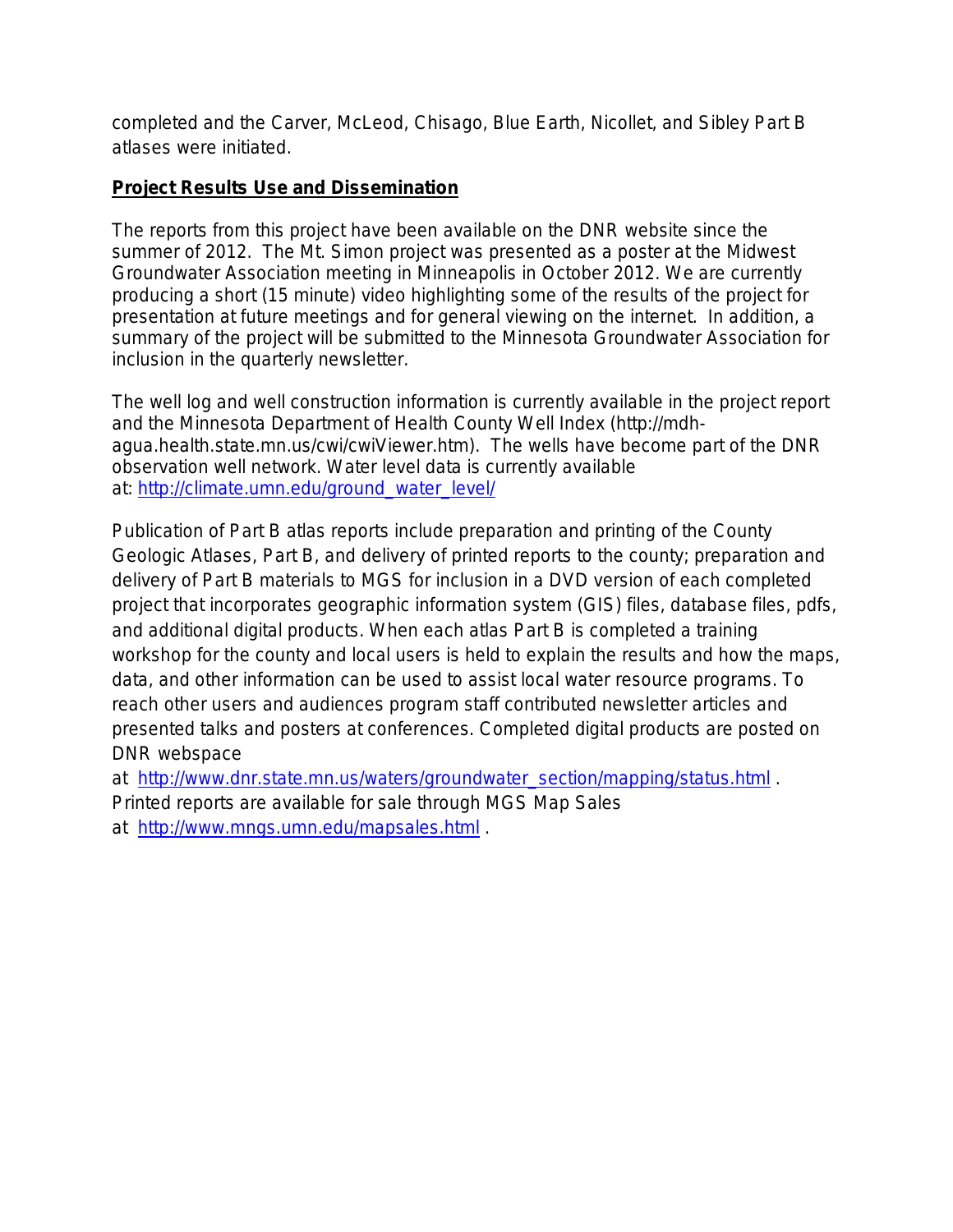completed and the Carver, McLeod, Chisago, Blue Earth, Nicollet, and Sibley Part B atlases were initiated.

**Project Results Use and Dissemation**

The reports from this project have been available on the DNR website since the summer of 2012. The Mt. Simon project was presented as a poster at the Midwest Groundwater Association meeting in Minneapolis in October 2012. We are currently producing a short (15 minute) video highlighting some of the results of the project for presentation at future meetings and for general viewing on the internet. In addition, a summary of the project will be submitted to the Minnesota Groundwater Association for inclusion in the quarterly newsletter.

The well log and well construction information is currently available in the project report and the Minnesota Department of Health County Well Index (http://mdh-agua.health.state.mn.us/cwi/cwiViewer.htm). The wells have become part of the DNR observation well network. Water level data is currently available at: http://climate.umn.edu/ground_water_level/

Publication of Part B atlas reports include preparation and printing of the County Geologic Atlases, Part B, and delivery of printed reports to the county; preparation and delivery of Part B materials to MGS for inclusion in a DVD version of each completed project that incorporates geographic information system (GIS) files, database files, pdfs, and additional digital products. When each atlas Part B is completed a training workshop for the county and local users is held to explain the results and how the maps, data, and other information can be used to assist local water resource programs. To reach other users and audiences program staff contributed newsletter articles and presented talks and posters at conferences. Completed digital products are posted on DNR webspace at http://www.dnr.state.mn.us/waters/groundwater_section/mapping/status.html . Printed reports are available for sale through MGS Map Sales at http://www.mngs.umn.edu/mapsales.html .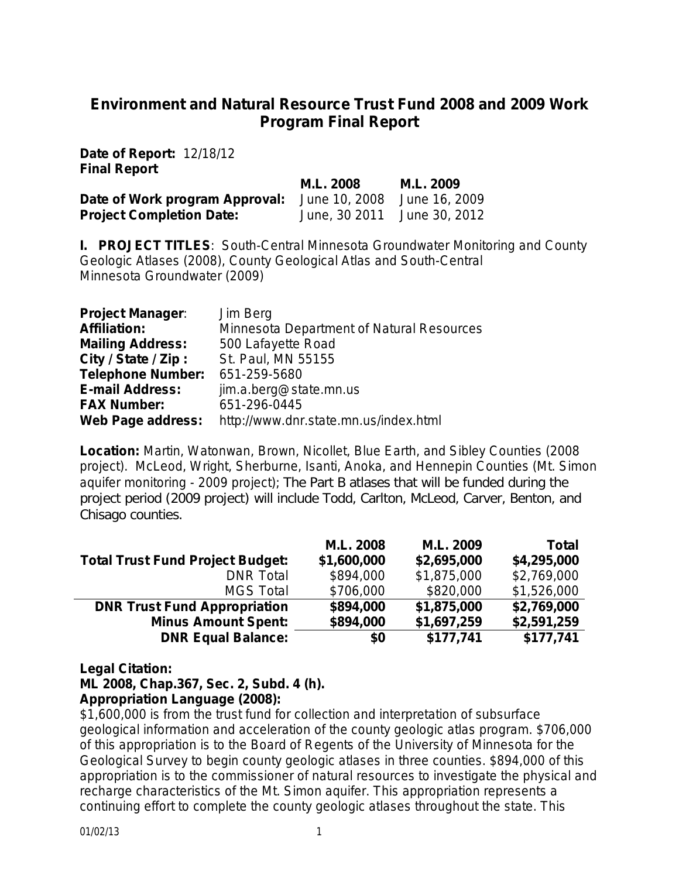# Environment and Natural Resource Trust Fund 2008 and 2009 Work Program Final Report

**Date of Report:** 12/18/12
**Final Report**

| | M.L. 2008 | M.L. 2009 |
|---|---|---|
| **Date of Work program Approval:** | June 10, 2008 | June 16, 2009 |
| **Project Completion Date:** | June, 30 2011 | June 30, 2012 |

**I. PROJECT TITLES**: South-Central Minnesota Groundwater Monitoring and County Geologic Atlases (2008), County Geological Atlas and South-Central Minnesota Groundwater (2009)

| | |
|---|---|
| **Project Manager**: | Jim Berg |
| **Affiliation:** | Minnesota Department of Natural Resources |
| **Mailing Address:** | 500 Lafayette Road |
| **City / State / Zip :** | St. Paul, MN 55155 |
| **Telephone Number:** | 651-259-5680 |
| **E-mail Address:** | jim.a.berg@state.mn.us |
| **FAX Number:** | 651-296-0445 |
| **Web Page address:** | http://www.dnr.state.mn.us/index.html |

**Location:** Martin, Watonwan, Brown, Nicollet, Blue Earth, and Sibley Counties (2008 project). McLeod, Wright, Sherburne, Isanti, Anoka, and Hennepin Counties (Mt. Simon aquifer monitoring - 2009 project); The Part B atlases that will be funded during the project period (2009 project) will include Todd, Carlton, McLeod, Carver, Benton, and Chisago counties.

| | M.L. 2008 | M.L. 2009 | Total |
|---|---|---|---|
| **Total Trust Fund Project Budget:** | **$1,600,000** | **$2,695,000** | **$4,295,000** |
| DNR Total | $894,000 | $1,875,000 | $2,769,000 |
| MGS Total | $706,000 | $820,000 | $1,526,000 |
| **DNR Trust Fund Appropriation** | **$894,000** | **$1,875,000** | **$2,769,000** |
| **Minus Amount Spent:** | **$894,000** | **$1,697,259** | **$2,591,259** |
| **DNR Equal Balance:** | **$0** | **$177,741** | **$177,741** |

**Legal Citation:**
**ML 2008, Chap.367, Sec. 2, Subd. 4 (h).**
**Appropriation Language (2008):**
$1,600,000 is from the trust fund for collection and interpretation of subsurface geological information and acceleration of the county geologic atlas program. $706,000 of this appropriation is to the Board of Regents of the University of Minnesota for the Geological Survey to begin county geologic atlases in three counties. $894,000 of this appropriation is to the commissioner of natural resources to investigate the physical and recharge characteristics of the Mt. Simon aquifer. This appropriation represents a continuing effort to complete the county geologic atlases throughout the state. This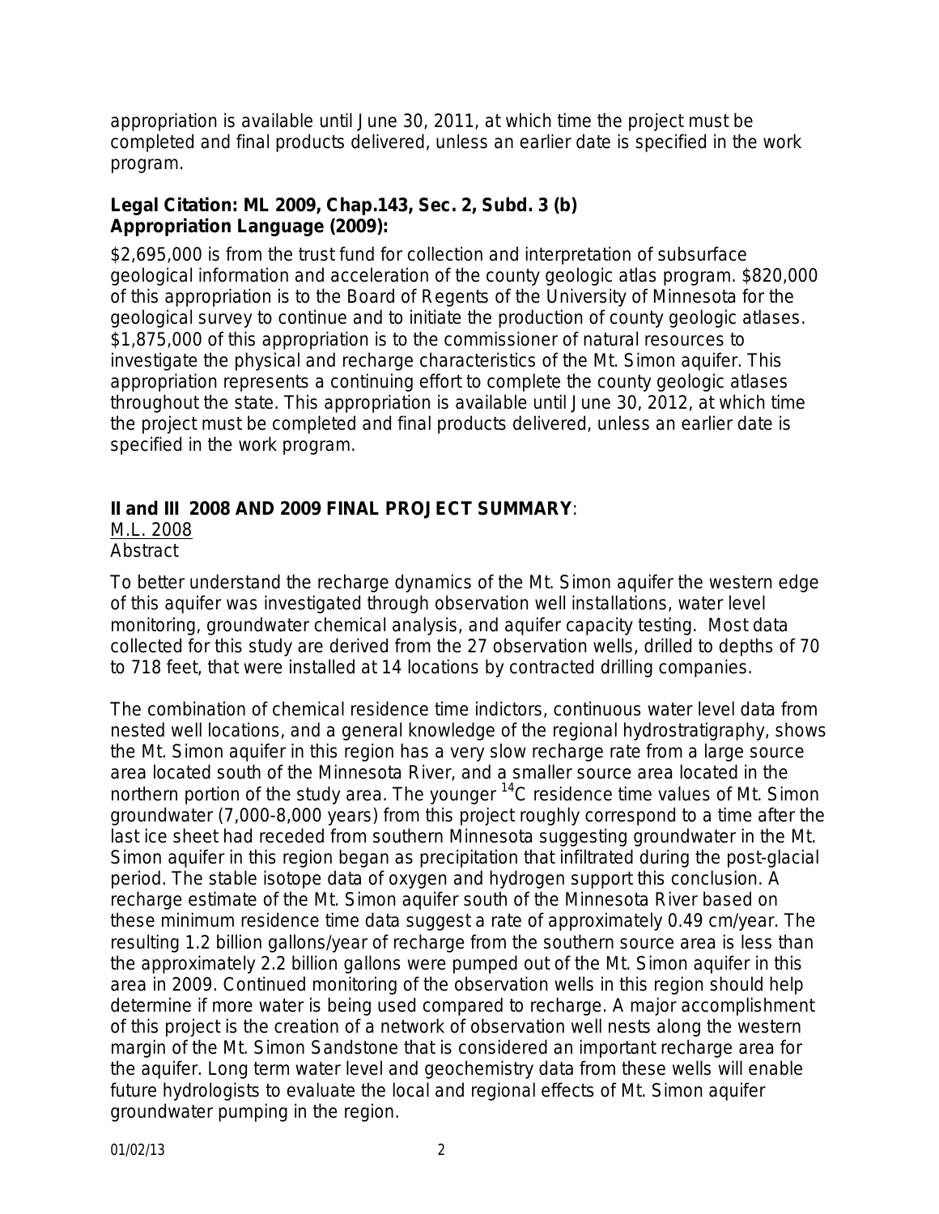appropriation is available until June 30, 2011, at which time the project must be completed and final products delivered, unless an earlier date is specified in the work program.

**Legal Citation: ML 2009, Chap.143, Sec. 2, Subd. 3 (b)**
**Appropriation Language (2009):**

$2,695,000 is from the trust fund for collection and interpretation of subsurface geological information and acceleration of the county geologic atlas program. $820,000 of this appropriation is to the Board of Regents of the University of Minnesota for the geological survey to continue and to initiate the production of county geologic atlases. $1,875,000 of this appropriation is to the commissioner of natural resources to investigate the physical and recharge characteristics of the Mt. Simon aquifer. This appropriation represents a continuing effort to complete the county geologic atlases throughout the state. This appropriation is available until June 30, 2012, at which time the project must be completed and final products delivered, unless an earlier date is specified in the work program.

**II and III 2008 AND 2009 FINAL PROJECT SUMMARY**:

M.L. 2008

Abstract

To better understand the recharge dynamics of the Mt. Simon aquifer the western edge of this aquifer was investigated through observation well installations, water level monitoring, groundwater chemical analysis, and aquifer capacity testing. Most data collected for this study are derived from the 27 observation wells, drilled to depths of 70 to 718 feet, that were installed at 14 locations by contracted drilling companies.

The combination of chemical residence time indictors, continuous water level data from nested well locations, and a general knowledge of the regional hydrostratigraphy, shows the Mt. Simon aquifer in this region has a very slow recharge rate from a large source area located south of the Minnesota River, and a smaller source area located in the northern portion of the study area. The younger $^{14}C$ residence time values of Mt. Simon groundwater (7,000-8,000 years) from this project roughly correspond to a time after the last ice sheet had receded from southern Minnesota suggesting groundwater in the Mt. Simon aquifer in this region began as precipitation that infiltrated during the post-glacial period. The stable isotope data of oxygen and hydrogen support this conclusion. A recharge estimate of the Mt. Simon aquifer south of the Minnesota River based on these minimum residence time data suggest a rate of approximately 0.49 cm/year. The resulting 1.2 billion gallons/year of recharge from the southern source area is less than the approximately 2.2 billion gallons were pumped out of the Mt. Simon aquifer in this area in 2009. Continued monitoring of the observation wells in this region should help determine if more water is being used compared to recharge. A major accomplishment of this project is the creation of a network of observation well nests along the western margin of the Mt. Simon Sandstone that is considered an important recharge area for the aquifer. Long term water level and geochemistry data from these wells will enable future hydrologists to evaluate the local and regional effects of Mt. Simon aquifer groundwater pumping in the region.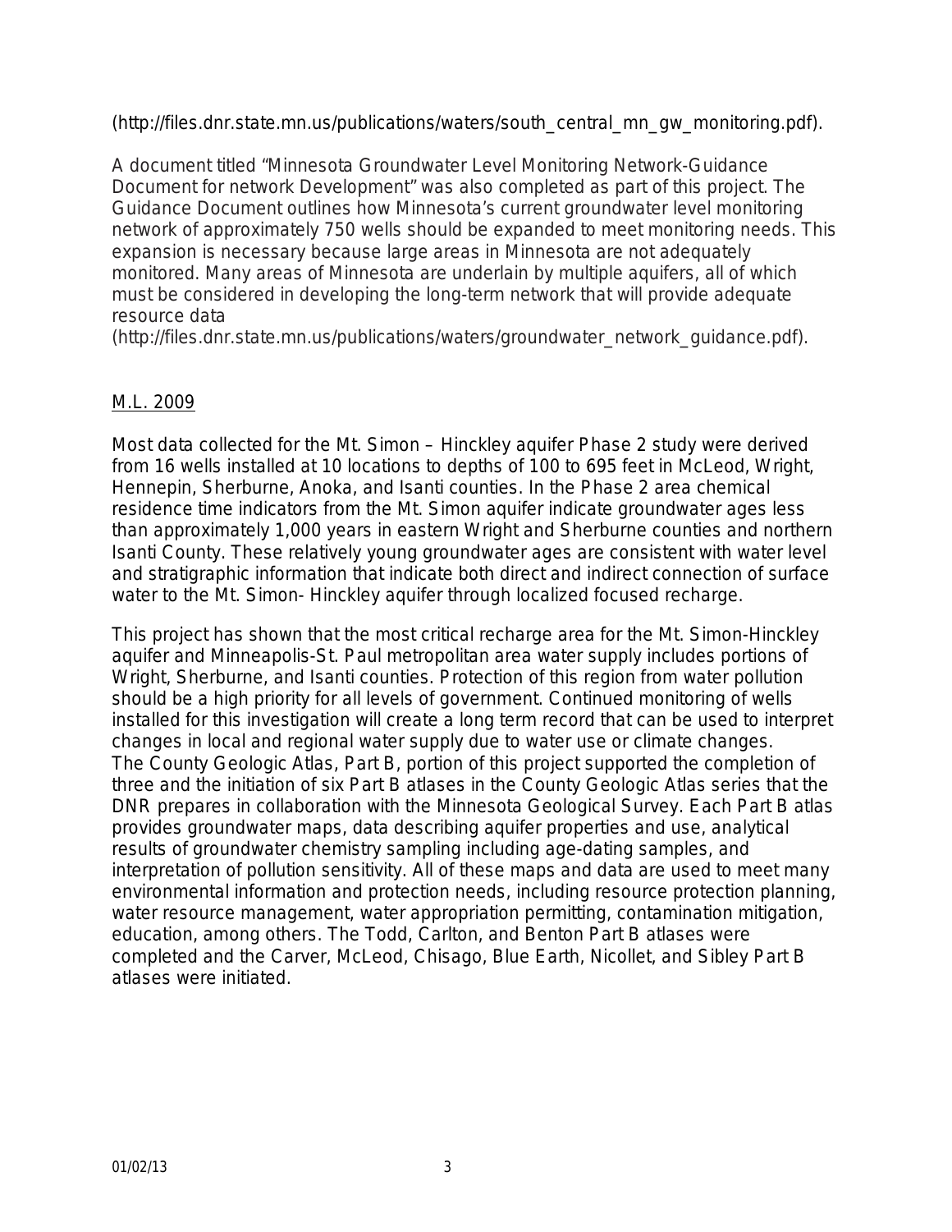(http://files.dnr.state.mn.us/publications/waters/south_central_mn_gw_monitoring.pdf).

A document titled "Minnesota Groundwater Level Monitoring Network-Guidance Document for network Development" was also completed as part of this project. The Guidance Document outlines how Minnesota's current groundwater level monitoring network of approximately 750 wells should be expanded to meet monitoring needs. This expansion is necessary because large areas in Minnesota are not adequately monitored. Many areas of Minnesota are underlain by multiple aquifers, all of which must be considered in developing the long-term network that will provide adequate resource data (http://files.dnr.state.mn.us/publications/waters/groundwater_network_guidance.pdf).

## M.L. 2009

Most data collected for the Mt. Simon – Hinckley aquifer Phase 2 study were derived from 16 wells installed at 10 locations to depths of 100 to 695 feet in McLeod, Wright, Hennepin, Sherburne, Anoka, and Isanti counties. In the Phase 2 area chemical residence time indicators from the Mt. Simon aquifer indicate groundwater ages less than approximately 1,000 years in eastern Wright and Sherburne counties and northern Isanti County. These relatively young groundwater ages are consistent with water level and stratigraphic information that indicate both direct and indirect connection of surface water to the Mt. Simon- Hinckley aquifer through localized focused recharge.

This project has shown that the most critical recharge area for the Mt. Simon-Hinckley aquifer and Minneapolis-St. Paul metropolitan area water supply includes portions of Wright, Sherburne, and Isanti counties. Protection of this region from water pollution should be a high priority for all levels of government. Continued monitoring of wells installed for this investigation will create a long term record that can be used to interpret changes in local and regional water supply due to water use or climate changes.
The County Geologic Atlas, Part B, portion of this project supported the completion of three and the initiation of six Part B atlases in the County Geologic Atlas series that the DNR prepares in collaboration with the Minnesota Geological Survey. Each Part B atlas provides groundwater maps, data describing aquifer properties and use, analytical results of groundwater chemistry sampling including age-dating samples, and interpretation of pollution sensitivity. All of these maps and data are used to meet many environmental information and protection needs, including resource protection planning, water resource management, water appropriation permitting, contamination mitigation, education, among others. The Todd, Carlton, and Benton Part B atlases were completed and the Carver, McLeod, Chisago, Blue Earth, Nicollet, and Sibley Part B atlases were initiated.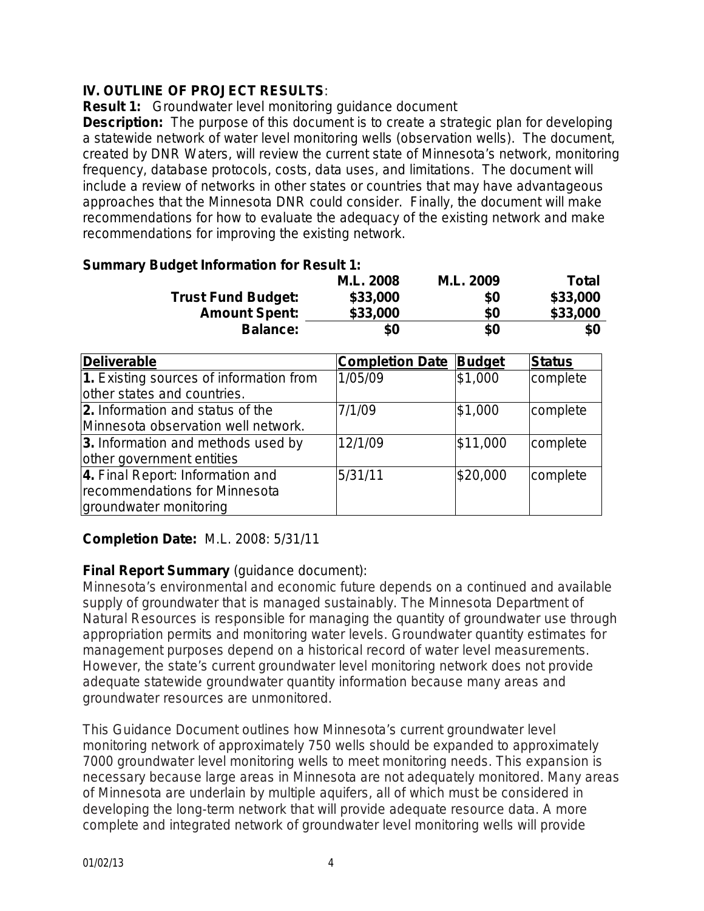## IV. OUTLINE OF PROJECT RESULTS:

**Result 1:** Groundwater level monitoring guidance document

**Description:** The purpose of this document is to create a strategic plan for developing a statewide network of water level monitoring wells (observation wells). The document, created by DNR Waters, will review the current state of Minnesota's network, monitoring frequency, database protocols, costs, data uses, and limitations. The document will include a review of networks in other states or countries that may have advantageous approaches that the Minnesota DNR could consider. Finally, the document will make recommendations for how to evaluate the adequacy of the existing network and make recommendations for improving the existing network.

**Summary Budget Information for Result 1:**

| | M.L. 2008 | M.L. 2009 | Total |
|---|---|---|---|
| **Trust Fund Budget:** | $33,000 | $0 | $33,000 |
| **Amount Spent:** | $33,000 | $0 | $33,000 |
| **Balance:** | $0 | $0 | $0 |

| Deliverable | Completion Date | Budget | Status |
|---|---|---|---|
| **1.** Existing sources of information from other states and countries. | 1/05/09 | $1,000 | complete |
| **2.** Information and status of the Minnesota observation well network. | 7/1/09 | $1,000 | complete |
| **3.** Information and methods used by other government entities | 12/1/09 | $11,000 | complete |
| **4.** Final Report: Information and recommendations for Minnesota groundwater monitoring | 5/31/11 | $20,000 | complete |

**Completion Date:** M.L. 2008: 5/31/11

**Final Report Summary** (guidance document):

Minnesota's environmental and economic future depends on a continued and available supply of groundwater that is managed sustainably. The Minnesota Department of Natural Resources is responsible for managing the quantity of groundwater use through appropriation permits and monitoring water levels. Groundwater quantity estimates for management purposes depend on a historical record of water level measurements. However, the state's current groundwater level monitoring network does not provide adequate statewide groundwater quantity information because many areas and groundwater resources are unmonitored.

This Guidance Document outlines how Minnesota's current groundwater level monitoring network of approximately 750 wells should be expanded to approximately 7000 groundwater level monitoring wells to meet monitoring needs. This expansion is necessary because large areas in Minnesota are not adequately monitored. Many areas of Minnesota are underlain by multiple aquifers, all of which must be considered in developing the long-term network that will provide adequate resource data. A more complete and integrated network of groundwater level monitoring wells will provide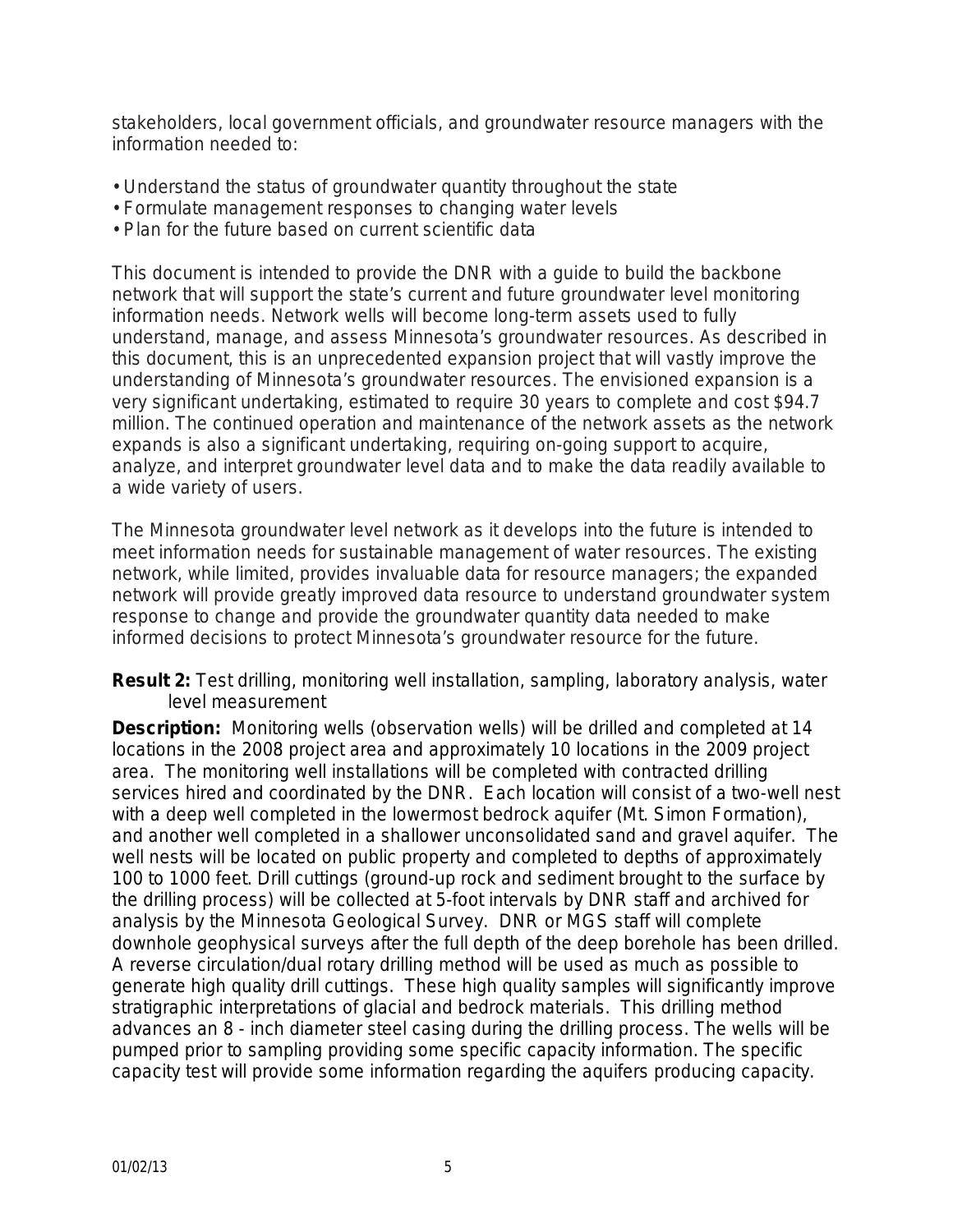stakeholders, local government officials, and groundwater resource managers with the information needed to:

- Understand the status of groundwater quantity throughout the state
- Formulate management responses to changing water levels
- Plan for the future based on current scientific data

This document is intended to provide the DNR with a guide to build the backbone network that will support the state's current and future groundwater level monitoring information needs. Network wells will become long-term assets used to fully understand, manage, and assess Minnesota's groundwater resources. As described in this document, this is an unprecedented expansion project that will vastly improve the understanding of Minnesota's groundwater resources. The envisioned expansion is a very significant undertaking, estimated to require 30 years to complete and cost $94.7 million. The continued operation and maintenance of the network assets as the network expands is also a significant undertaking, requiring on-going support to acquire, analyze, and interpret groundwater level data and to make the data readily available to a wide variety of users.

The Minnesota groundwater level network as it develops into the future is intended to meet information needs for sustainable management of water resources. The existing network, while limited, provides invaluable data for resource managers; the expanded network will provide greatly improved data resource to understand groundwater system response to change and provide the groundwater quantity data needed to make informed decisions to protect Minnesota's groundwater resource for the future.

**Result 2:** Test drilling, monitoring well installation, sampling, laboratory analysis, water level measurement

**Description:** Monitoring wells (observation wells) will be drilled and completed at 14 locations in the 2008 project area and approximately 10 locations in the 2009 project area. The monitoring well installations will be completed with contracted drilling services hired and coordinated by the DNR. Each location will consist of a two-well nest with a deep well completed in the lowermost bedrock aquifer (Mt. Simon Formation), and another well completed in a shallower unconsolidated sand and gravel aquifer. The well nests will be located on public property and completed to depths of approximately 100 to 1000 feet. Drill cuttings (ground-up rock and sediment brought to the surface by the drilling process) will be collected at 5-foot intervals by DNR staff and archived for analysis by the Minnesota Geological Survey. DNR or MGS staff will complete downhole geophysical surveys after the full depth of the deep borehole has been drilled. A reverse circulation/dual rotary drilling method will be used as much as possible to generate high quality drill cuttings. These high quality samples will significantly improve stratigraphic interpretations of glacial and bedrock materials. This drilling method advances an 8 - inch diameter steel casing during the drilling process. The wells will be pumped prior to sampling providing some specific capacity information. The specific capacity test will provide some information regarding the aquifers producing capacity.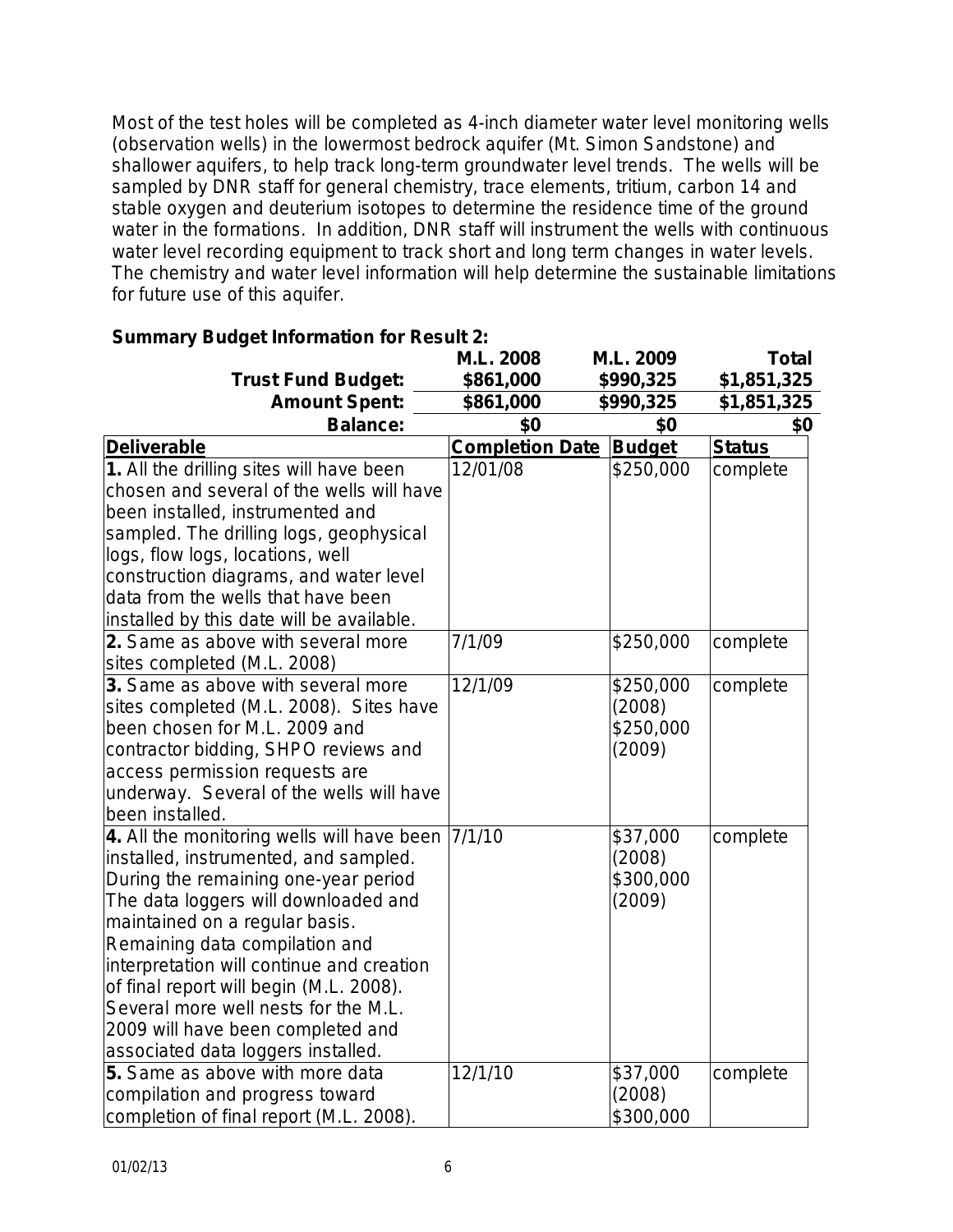Most of the test holes will be completed as 4-inch diameter water level monitoring wells (observation wells) in the lowermost bedrock aquifer (Mt. Simon Sandstone) and shallower aquifers, to help track long-term groundwater level trends. The wells will be sampled by DNR staff for general chemistry, trace elements, tritium, carbon 14 and stable oxygen and deuterium isotopes to determine the residence time of the ground water in the formations. In addition, DNR staff will instrument the wells with continuous water level recording equipment to track short and long term changes in water levels. The chemistry and water level information will help determine the sustainable limitations for future use of this aquifer.

**Summary Budget Information for Result 2:**

| | M.L. 2008 | M.L. 2009 | Total |
|---|---|---|---|
| **Trust Fund Budget:** | $861,000 | $990,325 | $1,851,325 |
| **Amount Spent:** | $861,000 | $990,325 | $1,851,325 |
| **Balance:** | $0 | $0 | $0 |

| Deliverable | Completion Date | Budget | Status |
|---|---|---|---|
| **1.** All the drilling sites will have been chosen and several of the wells will have been installed, instrumented and sampled. The drilling logs, geophysical logs, flow logs, locations, well construction diagrams, and water level data from the wells that have been installed by this date will be available. | 12/01/08 | $250,000 | complete |
| **2.** Same as above with several more sites completed (M.L. 2008) | 7/1/09 | $250,000 | complete |
| **3.** Same as above with several more sites completed (M.L. 2008). Sites have been chosen for M.L. 2009 and contractor bidding, SHPO reviews and access permission requests are underway. Several of the wells will have been installed. | 12/1/09 | $250,000 (2008) $250,000 (2009) | complete |
| **4.** All the monitoring wells will have been installed, instrumented, and sampled. During the remaining one-year period The data loggers will downloaded and maintained on a regular basis. Remaining data compilation and interpretation will continue and creation of final report will begin (M.L. 2008). Several more well nests for the M.L. 2009 will have been completed and associated data loggers installed. | 7/1/10 | $37,000 (2008) $300,000 (2009) | complete |
| **5.** Same as above with more data compilation and progress toward completion of final report (M.L. 2008). | 12/1/10 | $37,000 (2008) $300,000 | complete |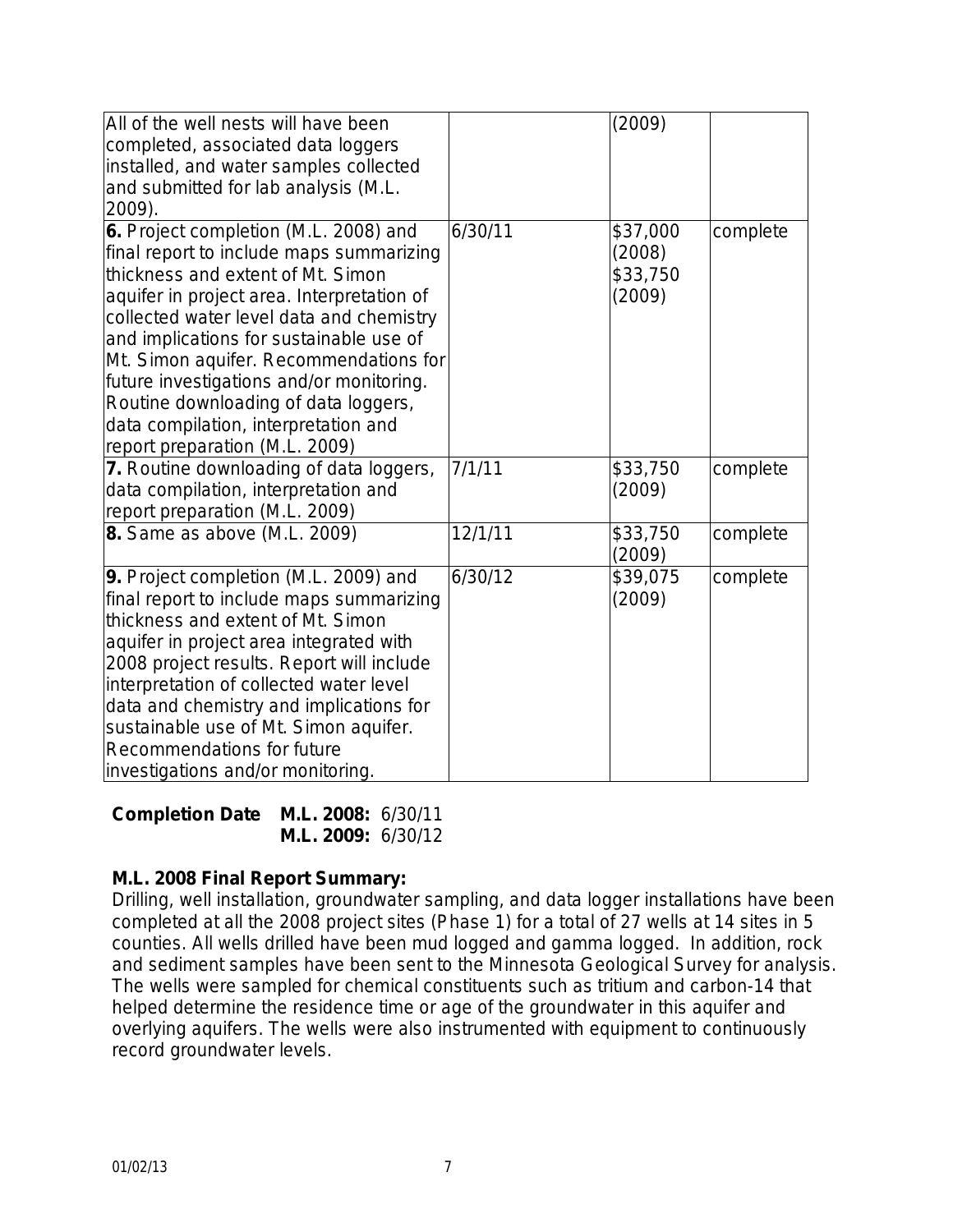| | | | |
|---|---|---|---|
| All of the well nests will have been completed, associated data loggers installed, and water samples collected and submitted for lab analysis (M.L. 2009). | | (2009) | |
| **6.** Project completion (M.L. 2008) and final report to include maps summarizing thickness and extent of Mt. Simon aquifer in project area. Interpretation of collected water level data and chemistry and implications for sustainable use of Mt. Simon aquifer. Recommendations for future investigations and/or monitoring. Routine downloading of data loggers, data compilation, interpretation and report preparation (M.L. 2009) | 6/30/11 | $37,000 (2008) $33,750 (2009) | complete |
| **7.** Routine downloading of data loggers, data compilation, interpretation and report preparation (M.L. 2009) | 7/1/11 | $33,750 (2009) | complete |
| **8.** Same as above (M.L. 2009) | 12/1/11 | $33,750 (2009) | complete |
| **9.** Project completion (M.L. 2009) and final report to include maps summarizing thickness and extent of Mt. Simon aquifer in project area integrated with 2008 project results. Report will include interpretation of collected water level data and chemistry and implications for sustainable use of Mt. Simon aquifer. Recommendations for future investigations and/or monitoring. | 6/30/12 | $39,075 (2009) | complete |

**Completion Date M.L. 2008:** 6/30/11
**M.L. 2009:** 6/30/12

**M.L. 2008 Final Report Summary:**
Drilling, well installation, groundwater sampling, and data logger installations have been completed at all the 2008 project sites (Phase 1) for a total of 27 wells at 14 sites in 5 counties. All wells drilled have been mud logged and gamma logged. In addition, rock and sediment samples have been sent to the Minnesota Geological Survey for analysis. The wells were sampled for chemical constituents such as tritium and carbon-14 that helped determine the residence time or age of the groundwater in this aquifer and overlying aquifers. The wells were also instrumented with equipment to continuously record groundwater levels.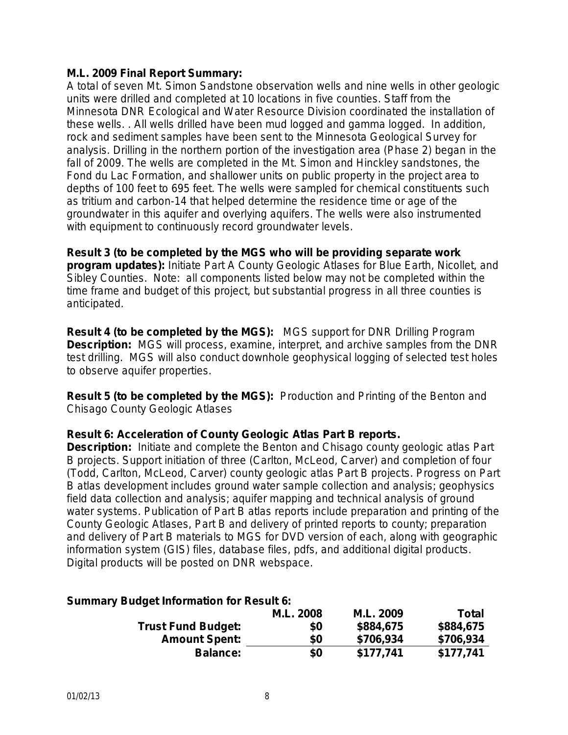**M.L. 2009 Final Report Summary:**
A total of seven Mt. Simon Sandstone observation wells and nine wells in other geologic units were drilled and completed at 10 locations in five counties. Staff from the Minnesota DNR Ecological and Water Resource Division coordinated the installation of these wells. . All wells drilled have been mud logged and gamma logged. In addition, rock and sediment samples have been sent to the Minnesota Geological Survey for analysis. Drilling in the northern portion of the investigation area (Phase 2) began in the fall of 2009. The wells are completed in the Mt. Simon and Hinckley sandstones, the Fond du Lac Formation, and shallower units on public property in the project area to depths of 100 feet to 695 feet. The wells were sampled for chemical constituents such as tritium and carbon-14 that helped determine the residence time or age of the groundwater in this aquifer and overlying aquifers. The wells were also instrumented with equipment to continuously record groundwater levels.

**Result 3 (to be completed by the MGS who will be providing separate work program updates):** Initiate Part A County Geologic Atlases for Blue Earth, Nicollet, and Sibley Counties. Note: all components listed below may not be completed within the time frame and budget of this project, but substantial progress in all three counties is anticipated.

**Result 4 (to be completed by the MGS):** MGS support for DNR Drilling Program
**Description:** MGS will process, examine, interpret, and archive samples from the DNR test drilling. MGS will also conduct downhole geophysical logging of selected test holes to observe aquifer properties.

**Result 5 (to be completed by the MGS):** Production and Printing of the Benton and Chisago County Geologic Atlases

**Result 6: Acceleration of County Geologic Atlas Part B reports.**
**Description:** Initiate and complete the Benton and Chisago county geologic atlas Part B projects. Support initiation of three (Carlton, McLeod, Carver) and completion of four (Todd, Carlton, McLeod, Carver) county geologic atlas Part B projects. Progress on Part B atlas development includes ground water sample collection and analysis; geophysics field data collection and analysis; aquifer mapping and technical analysis of ground water systems. Publication of Part B atlas reports include preparation and printing of the County Geologic Atlases, Part B and delivery of printed reports to county; preparation and delivery of Part B materials to MGS for DVD version of each, along with geographic information system (GIS) files, database files, pdfs, and additional digital products. Digital products will be posted on DNR webspace.

**Summary Budget Information for Result 6:**

| | M.L. 2008 | M.L. 2009 | Total |
|---|---|---|---|
| **Trust Fund Budget:** | $0 | $884,675 | $884,675 |
| **Amount Spent:** | $0 | $706,934 | $706,934 |
| **Balance:** | $0 | $177,741 | $177,741 |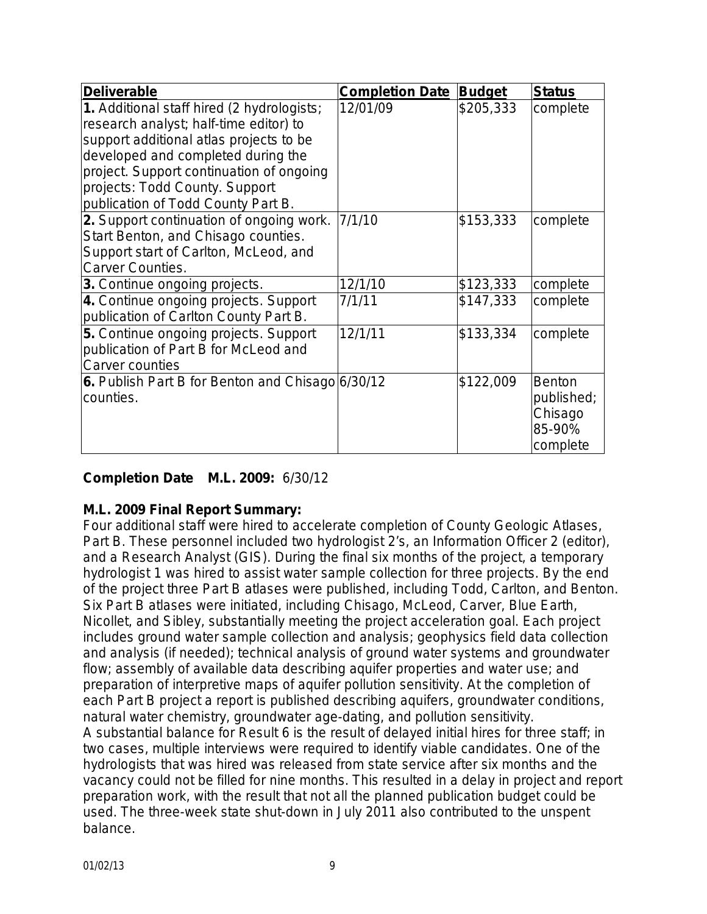| Deliverable | Completion Date | Budget | Status |
|---|---|---|---|
| **1.** Additional staff hired (2 hydrologists; research analyst; half-time editor) to support additional atlas projects to be developed and completed during the project. Support continuation of ongoing projects: Todd County. Support publication of Todd County Part B. | 12/01/09 | \$205,333 | complete |
| **2.** Support continuation of ongoing work. Start Benton, and Chisago counties. Support start of Carlton, McLeod, and Carver Counties. | 7/1/10 | \$153,333 | complete |
| **3.** Continue ongoing projects. | 12/1/10 | \$123,333 | complete |
| **4.** Continue ongoing projects. Support publication of Carlton County Part B. | 7/1/11 | \$147,333 | complete |
| **5.** Continue ongoing projects. Support publication of Part B for McLeod and Carver counties | 12/1/11 | \$133,334 | complete |
| **6.** Publish Part B for Benton and Chisago counties. | 6/30/12 | \$122,009 | Benton published; Chisago 85-90% complete |

**Completion Date M.L. 2009:** 6/30/12

**M.L. 2009 Final Report Summary:**

Four additional staff were hired to accelerate completion of County Geologic Atlases, Part B. These personnel included two hydrologist 2's, an Information Officer 2 (editor), and a Research Analyst (GIS). During the final six months of the project, a temporary hydrologist 1 was hired to assist water sample collection for three projects. By the end of the project three Part B atlases were published, including Todd, Carlton, and Benton. Six Part B atlases were initiated, including Chisago, McLeod, Carver, Blue Earth, Nicollet, and Sibley, substantially meeting the project acceleration goal. Each project includes ground water sample collection and analysis; geophysics field data collection and analysis (if needed); technical analysis of ground water systems and groundwater flow; assembly of available data describing aquifer properties and water use; and preparation of interpretive maps of aquifer pollution sensitivity. At the completion of each Part B project a report is published describing aquifers, groundwater conditions, natural water chemistry, groundwater age-dating, and pollution sensitivity.

A substantial balance for Result 6 is the result of delayed initial hires for three staff; in two cases, multiple interviews were required to identify viable candidates. One of the hydrologists that was hired was released from state service after six months and the vacancy could not be filled for nine months. This resulted in a delay in project and report preparation work, with the result that not all the planned publication budget could be used. The three-week state shut-down in July 2011 also contributed to the unspent balance.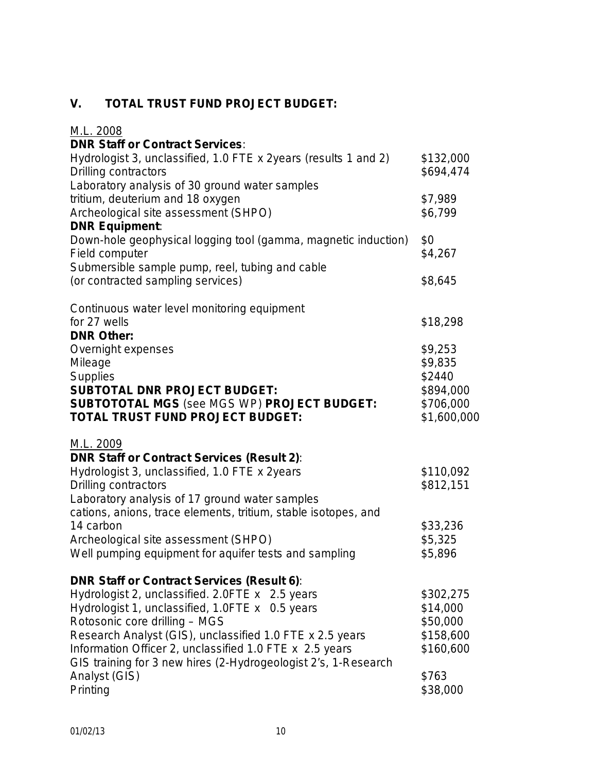## V. TOTAL TRUST FUND PROJECT BUDGET:

M.L. 2008

| | |
|---|---|
| **DNR Staff or Contract Services**: | |
| Hydrologist 3, unclassified, 1.0 FTE x 2years (results 1 and 2) | $132,000 |
| Drilling contractors | $694,474 |
| Laboratory analysis of 30 ground water samples tritium, deuterium and 18 oxygen | $7,989 |
| Archeological site assessment (SHPO) | $6,799 |
| **DNR Equipment**: | |
| Down-hole geophysical logging tool (gamma, magnetic induction) | $0 |
| Field computer | $4,267 |
| Submersible sample pump, reel, tubing and cable (or contracted sampling services) | $8,645 |
| Continuous water level monitoring equipment for 27 wells | $18,298 |
| **DNR Other:** | |
| Overnight expenses | $9,253 |
| Mileage | $9,835 |
| Supplies | $2440 |
| **SUBTOTAL DNR PROJECT BUDGET:** | $894,000 |
| **SUBTOTOTAL MGS** (see MGS WP) **PROJECT BUDGET:** | $706,000 |
| **TOTAL TRUST FUND PROJECT BUDGET:** | $1,600,000 |

M.L. 2009

| | |
|---|---|
| **DNR Staff or Contract Services (Result 2)**: | |
| Hydrologist 3, unclassified, 1.0 FTE x 2years | $110,092 |
| Drilling contractors | $812,151 |
| Laboratory analysis of 17 ground water samples cations, anions, trace elements, tritium, stable isotopes, and 14 carbon | $33,236 |
| Archeological site assessment (SHPO) | $5,325 |
| Well pumping equipment for aquifer tests and sampling | $5,896 |
| **DNR Staff or Contract Services (Result 6)**: | |
| Hydrologist 2, unclassified. 2.0FTE x 2.5 years | $302,275 |
| Hydrologist 1, unclassified, 1.0FTE x 0.5 years | $14,000 |
| Rotosonic core drilling – MGS | $50,000 |
| Research Analyst (GIS), unclassified 1.0 FTE x 2.5 years | $158,600 |
| Information Officer 2, unclassified 1.0 FTE x 2.5 years | $160,600 |
| GIS training for 3 new hires (2-Hydrogeologist 2's, 1-Research Analyst (GIS) | $763 |
| Printing | $38,000 |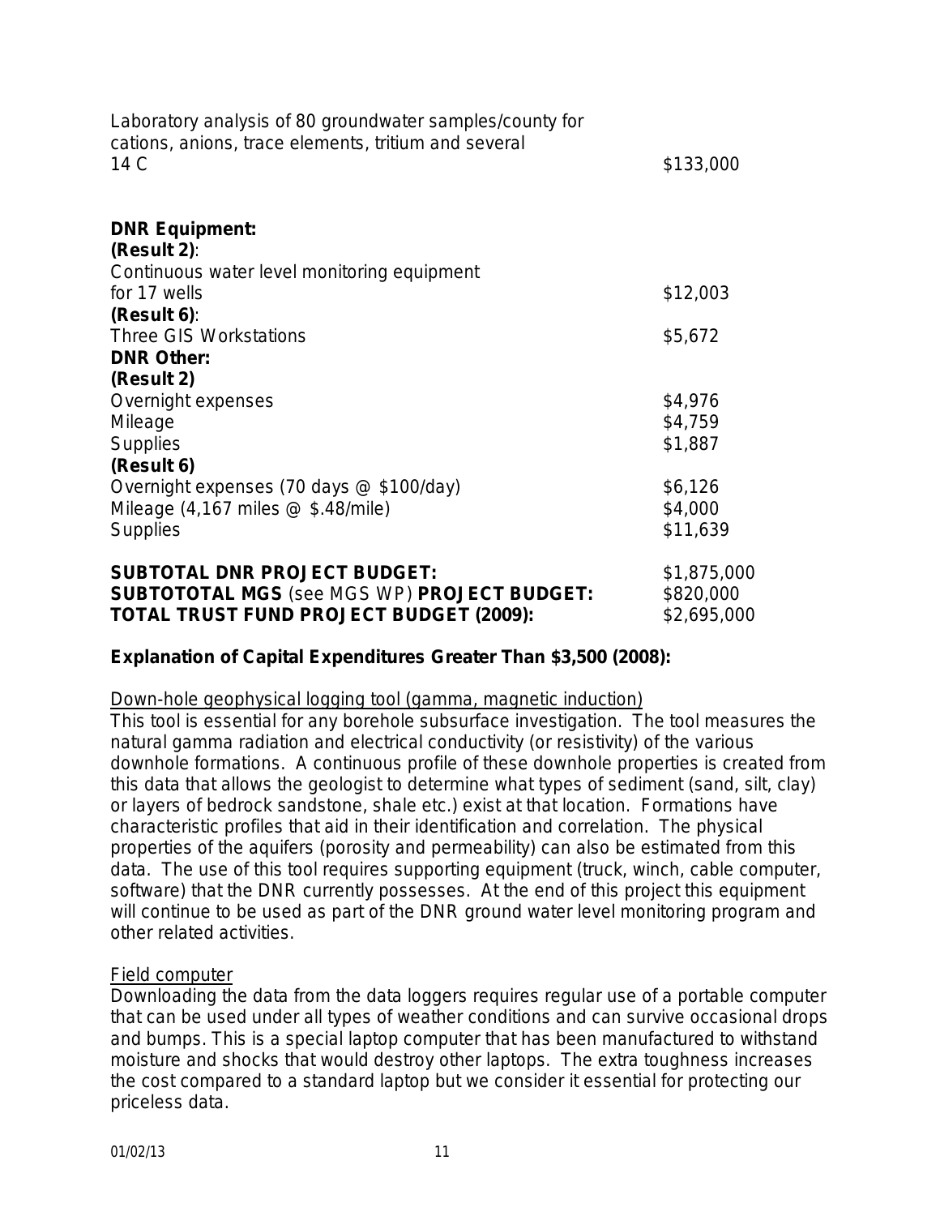| | |
|---|---|
| Laboratory analysis of 80 groundwater samples/county for cations, anions, trace elements, tritium and several 14 C | \$133,000 |
| **DNR Equipment:** | |
| **(Result 2)**: | |
| Continuous water level monitoring equipment for 17 wells | \$12,003 |
| **(Result 6)**: | |
| Three GIS Workstations | \$5,672 |
| **DNR Other:** | |
| **(Result 2)** | |
| Overnight expenses | \$4,976 |
| Mileage | \$4,759 |
| Supplies | \$1,887 |
| **(Result 6)** | |
| Overnight expenses (70 days @ \$100/day) | \$6,126 |
| Mileage (4,167 miles @ \$.48/mile) | \$4,000 |
| Supplies | \$11,639 |
| **SUBTOTAL DNR PROJECT BUDGET:** | \$1,875,000 |
| **SUBTOTOTAL MGS** (see MGS WP) **PROJECT BUDGET:** | \$820,000 |
| **TOTAL TRUST FUND PROJECT BUDGET (2009):** | \$2,695,000 |

**Explanation of Capital Expenditures Greater Than \$3,500 (2008):**

<u>Down-hole geophysical logging tool (gamma, magnetic induction)</u>
This tool is essential for any borehole subsurface investigation. The tool measures the natural gamma radiation and electrical conductivity (or resistivity) of the various downhole formations. A continuous profile of these downhole properties is created from this data that allows the geologist to determine what types of sediment (sand, silt, clay) or layers of bedrock sandstone, shale etc.) exist at that location. Formations have characteristic profiles that aid in their identification and correlation. The physical properties of the aquifers (porosity and permeability) can also be estimated from this data. The use of this tool requires supporting equipment (truck, winch, cable computer, software) that the DNR currently possesses. At the end of this project this equipment will continue to be used as part of the DNR ground water level monitoring program and other related activities.

<u>Field computer</u>
Downloading the data from the data loggers requires regular use of a portable computer that can be used under all types of weather conditions and can survive occasional drops and bumps. This is a special laptop computer that has been manufactured to withstand moisture and shocks that would destroy other laptops. The extra toughness increases the cost compared to a standard laptop but we consider it essential for protecting our priceless data.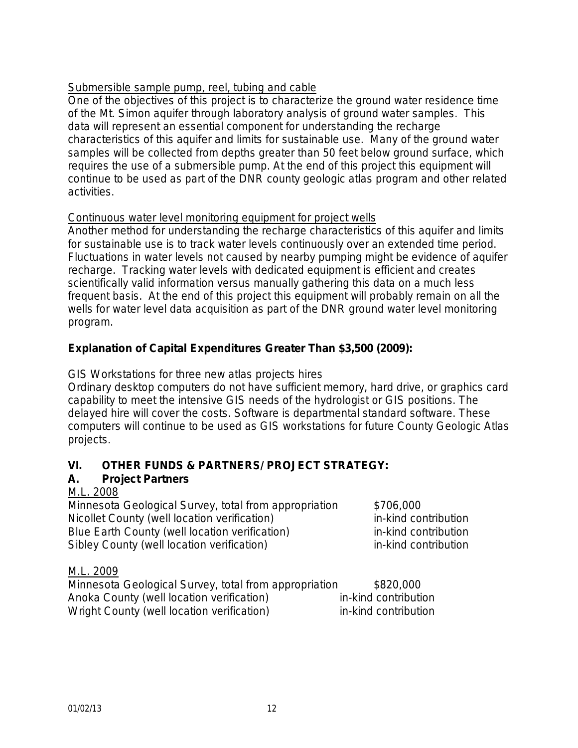<u>Submersible sample pump, reel, tubing and cable</u>
One of the objectives of this project is to characterize the ground water residence time of the Mt. Simon aquifer through laboratory analysis of ground water samples. This data will represent an essential component for understanding the recharge characteristics of this aquifer and limits for sustainable use. Many of the ground water samples will be collected from depths greater than 50 feet below ground surface, which requires the use of a submersible pump. At the end of this project this equipment will continue to be used as part of the DNR county geologic atlas program and other related activities.

<u>Continuous water level monitoring equipment for project wells</u>
Another method for understanding the recharge characteristics of this aquifer and limits for sustainable use is to track water levels continuously over an extended time period. Fluctuations in water levels not caused by nearby pumping might be evidence of aquifer recharge. Tracking water levels with dedicated equipment is efficient and creates scientifically valid information versus manually gathering this data on a much less frequent basis. At the end of this project this equipment will probably remain on all the wells for water level data acquisition as part of the DNR ground water level monitoring program.

**Explanation of Capital Expenditures Greater Than $3,500 (2009):**

GIS Workstations for three new atlas projects hires
Ordinary desktop computers do not have sufficient memory, hard drive, or graphics card capability to meet the intensive GIS needs of the hydrologist or GIS positions. The delayed hire will cover the costs. Software is departmental standard software. These computers will continue to be used as GIS workstations for future County Geologic Atlas projects.

## VI. OTHER FUNDS & PARTNERS/ PROJECT STRATEGY:

### A. Project Partners

<u>M.L. 2008</u>

| | |
|---|---|
| Minnesota Geological Survey, total from appropriation | $706,000 |
| Nicollet County (well location verification) | in-kind contribution |
| Blue Earth County (well location verification) | in-kind contribution |
| Sibley County (well location verification) | in-kind contribution |

<u>M.L. 2009</u>

| | |
|---|---|
| Minnesota Geological Survey, total from appropriation | $820,000 |
| Anoka County (well location verification) | in-kind contribution |
| Wright County (well location verification) | in-kind contribution |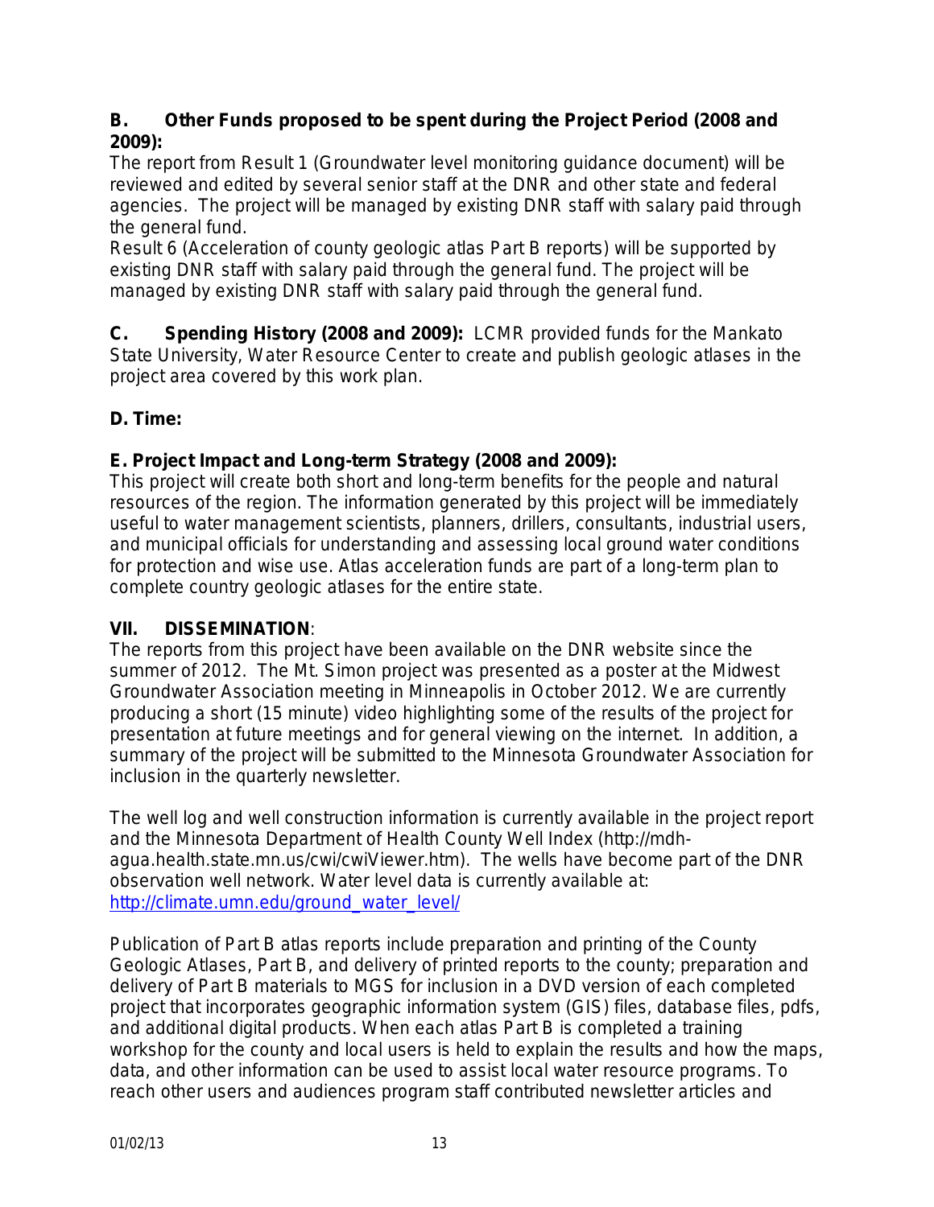**B. Other Funds proposed to be spent during the Project Period (2008 and 2009):**
The report from Result 1 (Groundwater level monitoring guidance document) will be reviewed and edited by several senior staff at the DNR and other state and federal agencies. The project will be managed by existing DNR staff with salary paid through the general fund.
Result 6 (Acceleration of county geologic atlas Part B reports) will be supported by existing DNR staff with salary paid through the general fund. The project will be managed by existing DNR staff with salary paid through the general fund.

**C. Spending History (2008 and 2009):** LCMR provided funds for the Mankato State University, Water Resource Center to create and publish geologic atlases in the project area covered by this work plan.

**D. Time:**

**E. Project Impact and Long-term Strategy (2008 and 2009):**
This project will create both short and long-term benefits for the people and natural resources of the region. The information generated by this project will be immediately useful to water management scientists, planners, drillers, consultants, industrial users, and municipal officials for understanding and assessing local ground water conditions for protection and wise use. Atlas acceleration funds are part of a long-term plan to complete country geologic atlases for the entire state.

## VII. DISSEMINATION:

The reports from this project have been available on the DNR website since the summer of 2012. The Mt. Simon project was presented as a poster at the Midwest Groundwater Association meeting in Minneapolis in October 2012. We are currently producing a short (15 minute) video highlighting some of the results of the project for presentation at future meetings and for general viewing on the internet. In addition, a summary of the project will be submitted to the Minnesota Groundwater Association for inclusion in the quarterly newsletter.

The well log and well construction information is currently available in the project report and the Minnesota Department of Health County Well Index (http://mdh-agua.health.state.mn.us/cwi/cwiViewer.htm). The wells have become part of the DNR observation well network. Water level data is currently available at: http://climate.umn.edu/ground_water_level/

Publication of Part B atlas reports include preparation and printing of the County Geologic Atlases, Part B, and delivery of printed reports to the county; preparation and delivery of Part B materials to MGS for inclusion in a DVD version of each completed project that incorporates geographic information system (GIS) files, database files, pdfs, and additional digital products. When each atlas Part B is completed a training workshop for the county and local users is held to explain the results and how the maps, data, and other information can be used to assist local water resource programs. To reach other users and audiences program staff contributed newsletter articles and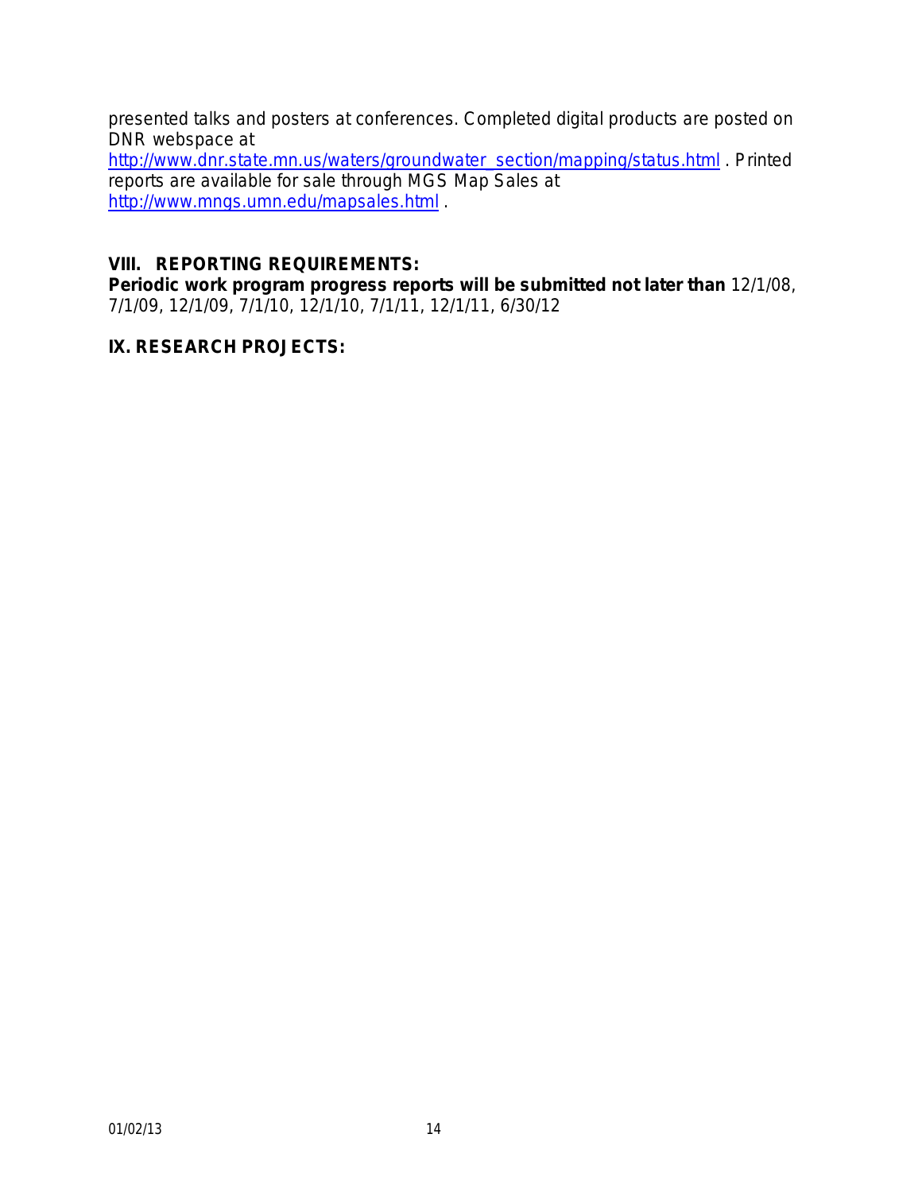presented talks and posters at conferences. Completed digital products are posted on DNR webspace at http://www.dnr.state.mn.us/waters/groundwater_section/mapping/status.html . Printed reports are available for sale through MGS Map Sales at http://www.mngs.umn.edu/mapsales.html .

## VIII. REPORTING REQUIREMENTS:

**Periodic work program progress reports will be submitted not later than** 12/1/08, 7/1/09, 12/1/09, 7/1/10, 12/1/10, 7/1/11, 12/1/11, 6/30/12

## IX. RESEARCH PROJECTS: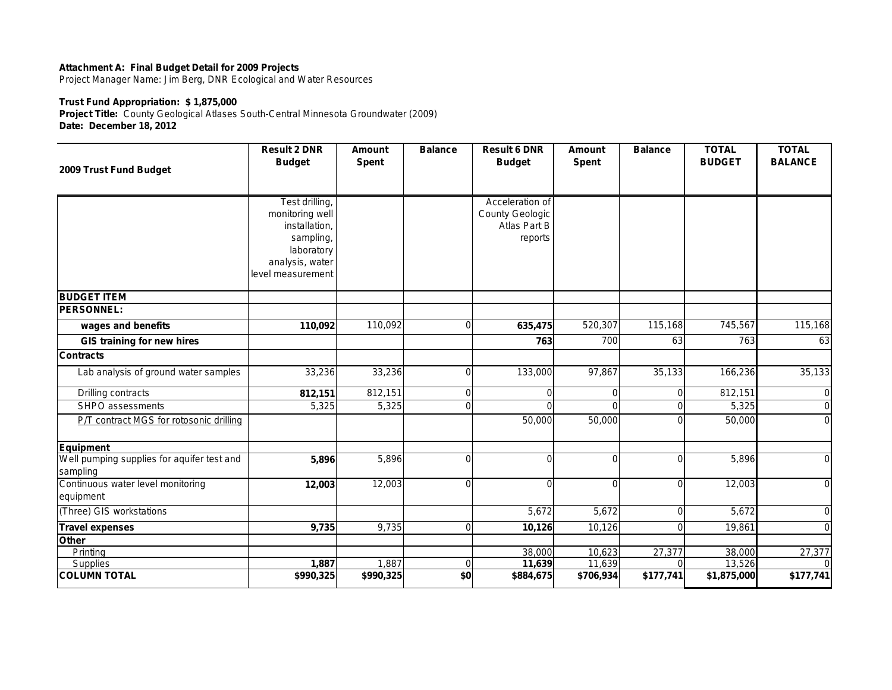**Attachment A: Final Budget Detail for 2009 Projects**
Project Manager Name: Jim Berg, DNR Ecological and Water Resources

**Trust Fund Appropriation: $ 1,875,000**
**Project Title:** County Geological Atlases South-Central Minnesota Groundwater (2009)
**Date: December 18, 2012**

| 2009 Trust Fund Budget | Result 2 DNR Budget | Amount Spent | Balance | Result 6 DNR Budget | Amount Spent | Balance | TOTAL BUDGET | TOTAL BALANCE |
|---|---|---|---|---|---|---|---|---|
| | Test drilling, monitoring well installation, sampling, laboratory analysis, water level measurement | | | Acceleration of County Geologic Atlas Part B reports | | | | |
| **BUDGET ITEM** | | | | | | | | |
| **PERSONNEL:** | | | | | | | | |
| **wages and benefits** | **110,092** | 110,092 | 0 | **635,475** | 520,307 | 115,168 | 745,567 | 115,168 |
| **GIS training for new hires** | | | | **763** | 700 | 63 | 763 | 63 |
| **Contracts** | | | | | | | | |
| Lab analysis of ground water samples | 33,236 | 33,236 | 0 | 133,000 | 97,867 | 35,133 | 166,236 | 35,133 |
| Drilling contracts | **812,151** | 812,151 | 0 | 0 | 0 | 0 | 812,151 | 0 |
| SHPO assessments | 5,325 | 5,325 | 0 | 0 | 0 | 0 | 5,325 | 0 |
| P/T contract MGS for rotosonic drilling | | | | 50,000 | 50,000 | 0 | 50,000 | 0 |
| **Equipment** | | | | | | | | |
| Well pumping supplies for aquifer test and sampling | **5,896** | 5,896 | 0 | 0 | 0 | 0 | 5,896 | 0 |
| Continuous water level monitoring equipment | **12,003** | 12,003 | 0 | 0 | 0 | 0 | 12,003 | 0 |
| (Three) GIS workstations | | | | 5,672 | 5,672 | 0 | 5,672 | 0 |
| **Travel expenses** | **9,735** | 9,735 | 0 | **10,126** | 10,126 | 0 | 19,861 | 0 |
| **Other** | | | | | | | | |
| Printing | | | | 38,000 | 10,623 | 27,377 | 38,000 | 27,377 |
| Supplies | **1,887** | 1,887 | 0 | **11,639** | 11,639 | 0 | 13,526 | 0 |
| **COLUMN TOTAL** | **$990,325** | **$990,325** | **$0** | **$884,675** | **$706,934** | **$177,741** | **$1,875,000** | **$177,741** |